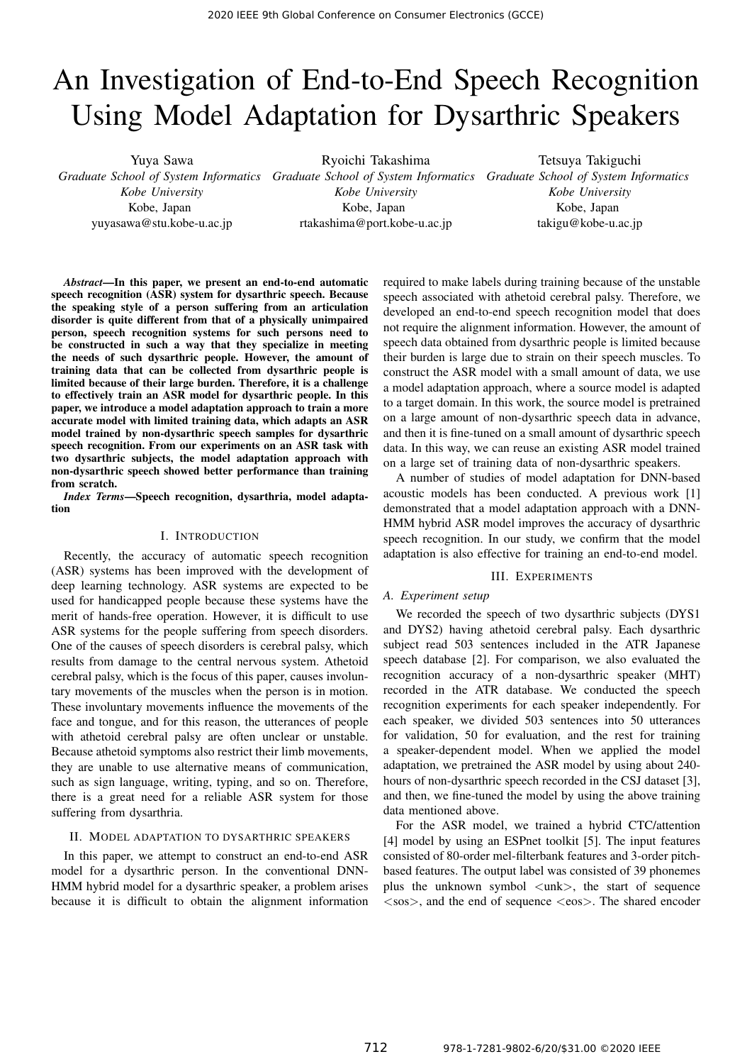# An Investigation of End-to-End Speech Recognition Using Model Adaptation for Dysarthric Speakers

Yuya Sawa
*Graduate School of System Informatics*
*Kobe University*
Kobe, Japan
yuyasawa@stu.kobe-u.ac.jp

Ryoichi Takashima
*Graduate School of System Informatics*
*Kobe University*
Kobe, Japan
rtakashima@port.kobe-u.ac.jp

Tetsuya Takiguchi
*Graduate School of System Informatics*
*Kobe University*
Kobe, Japan
takigu@kobe-u.ac.jp

***Abstract*—In this paper, we present an end-to-end automatic speech recognition (ASR) system for dysarthric speech. Because the speaking style of a person suffering from an articulation disorder is quite different from that of a physically unimpaired person, speech recognition systems for such persons need to be constructed in such a way that they specialize in meeting the needs of such dysarthric people. However, the amount of training data that can be collected from dysarthric people is limited because of their large burden. Therefore, it is a challenge to effectively train an ASR model for dysarthric people. In this paper, we introduce a model adaptation approach to train a more accurate model with limited training data, which adapts an ASR model trained by non-dysarthric speech samples for dysarthric speech recognition. From our experiments on an ASR task with two dysarthric subjects, the model adaptation approach with non-dysarthric speech showed better performance than training from scratch.**

***Index Terms*—Speech recognition, dysarthria, model adaptation**

## I. Introduction

Recently, the accuracy of automatic speech recognition (ASR) systems has been improved with the development of deep learning technology. ASR systems are expected to be used for handicapped people because these systems have the merit of hands-free operation. However, it is difficult to use ASR systems for the people suffering from speech disorders. One of the causes of speech disorders is cerebral palsy, which results from damage to the central nervous system. Athetoid cerebral palsy, which is the focus of this paper, causes involuntary movements of the muscles when the person is in motion. These involuntary movements influence the movements of the face and tongue, and for this reason, the utterances of people with athetoid cerebral palsy are often unclear or unstable. Because athetoid symptoms also restrict their limb movements, they are unable to use alternative means of communication, such as sign language, writing, typing, and so on. Therefore, there is a great need for a reliable ASR system for those suffering from dysarthria.

## II. Model adaptation to dysarthric speakers

In this paper, we attempt to construct an end-to-end ASR model for a dysarthric person. In the conventional DNN-HMM hybrid model for a dysarthric speaker, a problem arises because it is difficult to obtain the alignment information required to make labels during training because of the unstable speech associated with athetoid cerebral palsy. Therefore, we developed an end-to-end speech recognition model that does not require the alignment information. However, the amount of speech data obtained from dysarthric people is limited because their burden is large due to strain on their speech muscles. To construct the ASR model with a small amount of data, we use a model adaptation approach, where a source model is adapted to a target domain. In this work, the source model is pretrained on a large amount of non-dysarthric speech data in advance, and then it is fine-tuned on a small amount of dysarthric speech data. In this way, we can reuse an existing ASR model trained on a large set of training data of non-dysarthric speakers.

A number of studies of model adaptation for DNN-based acoustic models has been conducted. A previous work [1] demonstrated that a model adaptation approach with a DNN-HMM hybrid ASR model improves the accuracy of dysarthric speech recognition. In our study, we confirm that the model adaptation is also effective for training an end-to-end model.

## III. Experiments

### A. Experiment setup

We recorded the speech of two dysarthric subjects (DYS1 and DYS2) having athetoid cerebral palsy. Each dysarthric subject read 503 sentences included in the ATR Japanese speech database [2]. For comparison, we also evaluated the recognition accuracy of a non-dysarthric speaker (MHT) recorded in the ATR database. We conducted the speech recognition experiments for each speaker independently. For each speaker, we divided 503 sentences into 50 utterances for validation, 50 for evaluation, and the rest for training a speaker-dependent model. When we applied the model adaptation, we pretrained the ASR model by using about 240-hours of non-dysarthric speech recorded in the CSJ dataset [3], and then, we fine-tuned the model by using the above training data mentioned above.

For the ASR model, we trained a hybrid CTC/attention [4] model by using an ESPnet toolkit [5]. The input features consisted of 80-order mel-filterbank features and 3-order pitch-based features. The output label was consisted of 39 phonemes plus the unknown symbol <unk>, the start of sequence <sos>, and the end of sequence <eos>. The shared encoder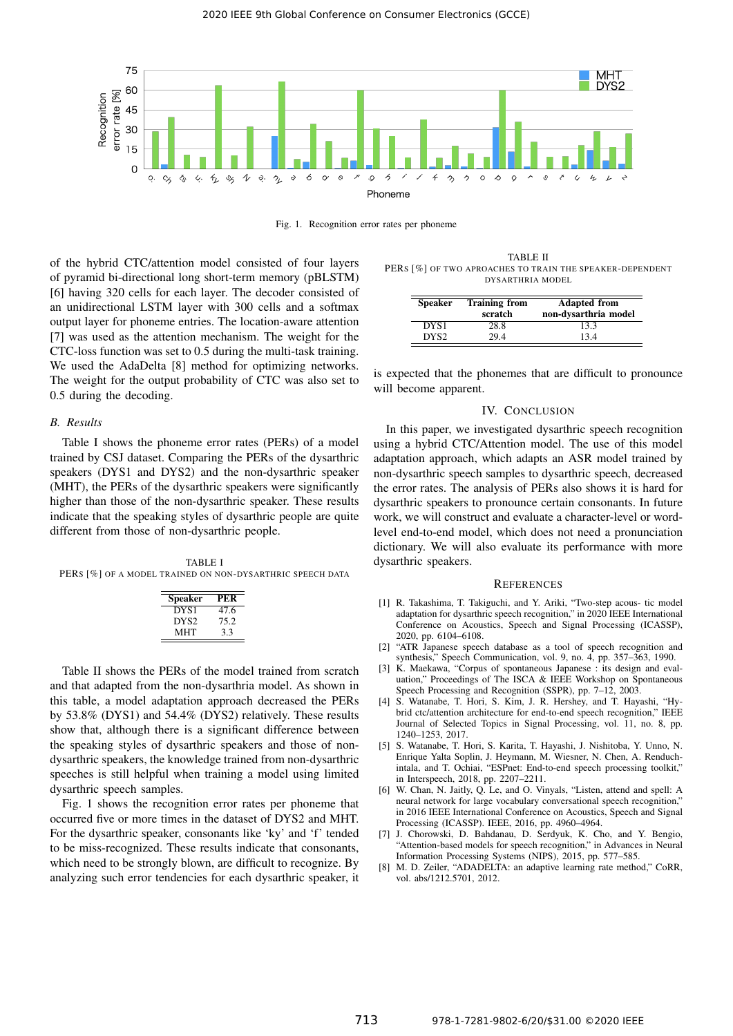75
60
45
30
15
0

Recognition error rate [%]

MHT
DYS2

Phoneme

Fig. 1. Recognition error rates per phoneme

of the hybrid CTC/attention model consisted of four layers of pyramid bi-directional long short-term memory (pBLSTM) [6] having 320 cells for each layer. The decoder consisted of an unidirectional LSTM layer with 300 cells and a softmax output layer for phoneme entries. The location-aware attention [7] was used as the attention mechanism. The weight for the CTC-loss function was set to 0.5 during the multi-task training. We used the AdaDelta [8] method for optimizing networks. The weight for the output probability of CTC was also set to 0.5 during the decoding.

### B. Results

Table I shows the phoneme error rates (PERs) of a model trained by CSJ dataset. Comparing the PERs of the dysarthric speakers (DYS1 and DYS2) and the non-dysarthric speaker (MHT), the PERs of the dysarthric speakers were significantly higher than those of the non-dysarthric speaker. These results indicate that the speaking styles of dysarthric people are quite different from those of non-dysarthric people.

TABLE I
PERs [%] OF A MODEL TRAINED ON NON-DYSARTHRIC SPEECH DATA

| Speaker | PER |
|---|---|
| DYS1 | 47.6 |
| DYS2 | 75.2 |
| MHT | 3.3 |

Table II shows the PERs of the model trained from scratch and that adapted from the non-dysarthria model. As shown in this table, a model adaptation approach decreased the PERs by 53.8% (DYS1) and 54.4% (DYS2) relatively. These results show that, although there is a significant difference between the speaking styles of dysarthric speakers and those of non-dysarthric speakers, the knowledge trained from non-dysarthric speeches is still helpful when training a model using limited dysarthric speech samples.

Fig. 1 shows the recognition error rates per phoneme that occurred five or more times in the dataset of DYS2 and MHT. For the dysarthric speaker, consonants like 'ky' and 'f' tended to be miss-recognized. These results indicate that consonants, which need to be strongly blown, are difficult to recognize. By analyzing such error tendencies for each dysarthric speaker, it is expected that the phonemes that are difficult to pronounce will become apparent.

TABLE II
PERs [%] OF TWO APROACHES TO TRAIN THE SPEAKER-DEPENDENT DYSARTHRIA MODEL

| Speaker | Training from scratch | Adapted from non-dysarthria model |
|---|---|---|
| DYS1 | 28.8 | 13.3 |
| DYS2 | 29.4 | 13.4 |

## IV. Conclusion

In this paper, we investigated dysarthric speech recognition using a hybrid CTC/Attention model. The use of this model adaptation approach, which adapts an ASR model trained by non-dysarthric speech samples to dysarthric speech, decreased the error rates. The analysis of PERs also shows it is hard for dysarthric speakers to pronounce certain consonants. In future work, we will construct and evaluate a character-level or word-level end-to-end model, which does not need a pronunciation dictionary. We will also evaluate its performance with more dysarthric speakers.

## References

[1] R. Takashima, T. Takiguchi, and Y. Ariki, "Two-step acous- tic model adaptation for dysarthric speech recognition," in 2020 IEEE International Conference on Acoustics, Speech and Signal Processing (ICASSP), 2020, pp. 6104–6108.

[2] "ATR Japanese speech database as a tool of speech recognition and synthesis," Speech Communication, vol. 9, no. 4, pp. 357–363, 1990.

[3] K. Maekawa, "Corpus of spontaneous Japanese : its design and evaluation," Proceedings of The ISCA & IEEE Workshop on Spontaneous Speech Processing and Recognition (SSPR), pp. 7–12, 2003.

[4] S. Watanabe, T. Hori, S. Kim, J. R. Hershey, and T. Hayashi, "Hybrid ctc/attention architecture for end-to-end speech recognition," IEEE Journal of Selected Topics in Signal Processing, vol. 11, no. 8, pp. 1240–1253, 2017.

[5] S. Watanabe, T. Hori, S. Karita, T. Hayashi, J. Nishitoba, Y. Unno, N. Enrique Yalta Soplin, J. Heymann, M. Wiesner, N. Chen, A. Renduchintala, and T. Ochiai, "ESPnet: End-to-end speech processing toolkit," in Interspeech, 2018, pp. 2207–2211.

[6] W. Chan, N. Jaitly, Q. Le, and O. Vinyals, "Listen, attend and spell: A neural network for large vocabulary conversational speech recognition," in 2016 IEEE International Conference on Acoustics, Speech and Signal Processing (ICASSP). IEEE, 2016, pp. 4960–4964.

[7] J. Chorowski, D. Bahdanau, D. Serdyuk, K. Cho, and Y. Bengio, "Attention-based models for speech recognition," in Advances in Neural Information Processing Systems (NIPS), 2015, pp. 577–585.

[8] M. D. Zeiler, "ADADELTA: an adaptive learning rate method," CoRR, vol. abs/1212.5701, 2012.